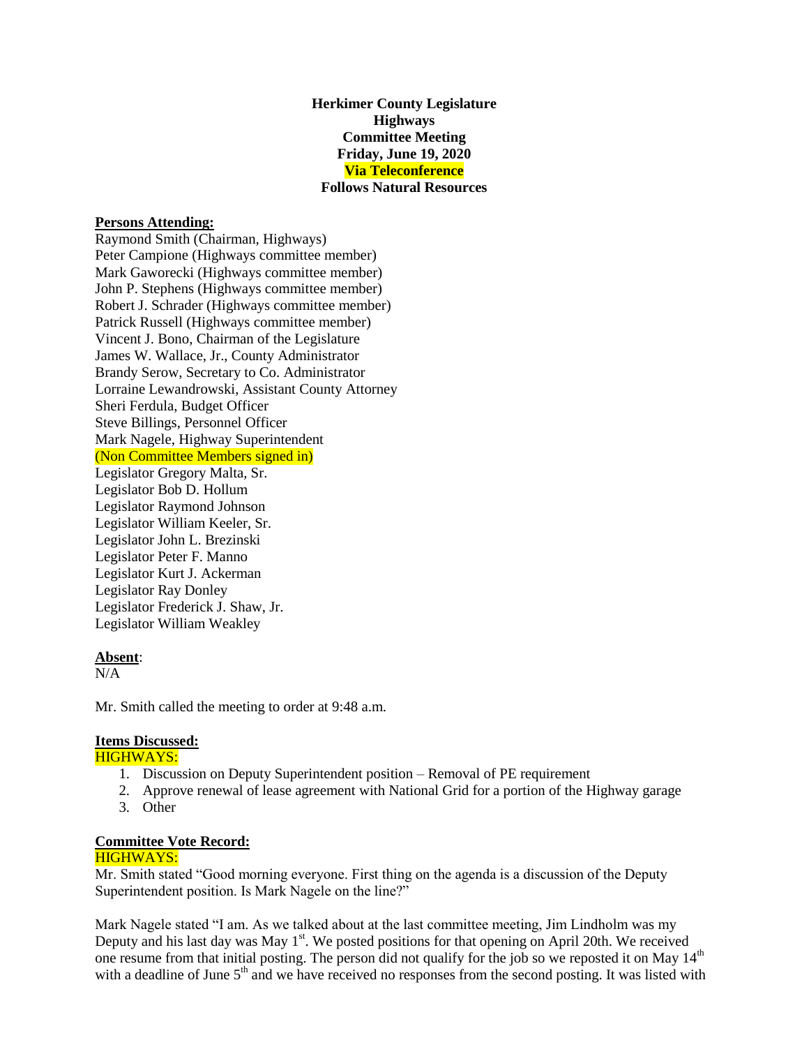**Herkimer County Legislature**
**Highways**
**Committee Meeting**
**Friday, June 19, 2020**
**Via Teleconference**
**Follows Natural Resources**

**Persons Attending:**

Raymond Smith (Chairman, Highways)
Peter Campione (Highways committee member)
Mark Gaworecki (Highways committee member)
John P. Stephens (Highways committee member)
Robert J. Schrader (Highways committee member)
Patrick Russell (Highways committee member)
Vincent J. Bono, Chairman of the Legislature
James W. Wallace, Jr., County Administrator
Brandy Serow, Secretary to Co. Administrator
Lorraine Lewandrowski, Assistant County Attorney
Sheri Ferdula, Budget Officer
Steve Billings, Personnel Officer
Mark Nagele, Highway Superintendent
(Non Committee Members signed in)
Legislator Gregory Malta, Sr.
Legislator Bob D. Hollum
Legislator Raymond Johnson
Legislator William Keeler, Sr.
Legislator John L. Brezinski
Legislator Peter F. Manno
Legislator Kurt J. Ackerman
Legislator Ray Donley
Legislator Frederick J. Shaw, Jr.
Legislator William Weakley

**Absent**:
N/A

Mr. Smith called the meeting to order at 9:48 a.m.

**Items Discussed:**

HIGHWAYS:

1. Discussion on Deputy Superintendent position – Removal of PE requirement
2. Approve renewal of lease agreement with National Grid for a portion of the Highway garage
3. Other

**Committee Vote Record:**

HIGHWAYS:

Mr. Smith stated "Good morning everyone. First thing on the agenda is a discussion of the Deputy Superintendent position. Is Mark Nagele on the line?"

Mark Nagele stated "I am. As we talked about at the last committee meeting, Jim Lindholm was my Deputy and his last day was May 1st. We posted positions for that opening on April 20th. We received one resume from that initial posting. The person did not qualify for the job so we reposted it on May 14th with a deadline of June 5th and we have received no responses from the second posting. It was listed with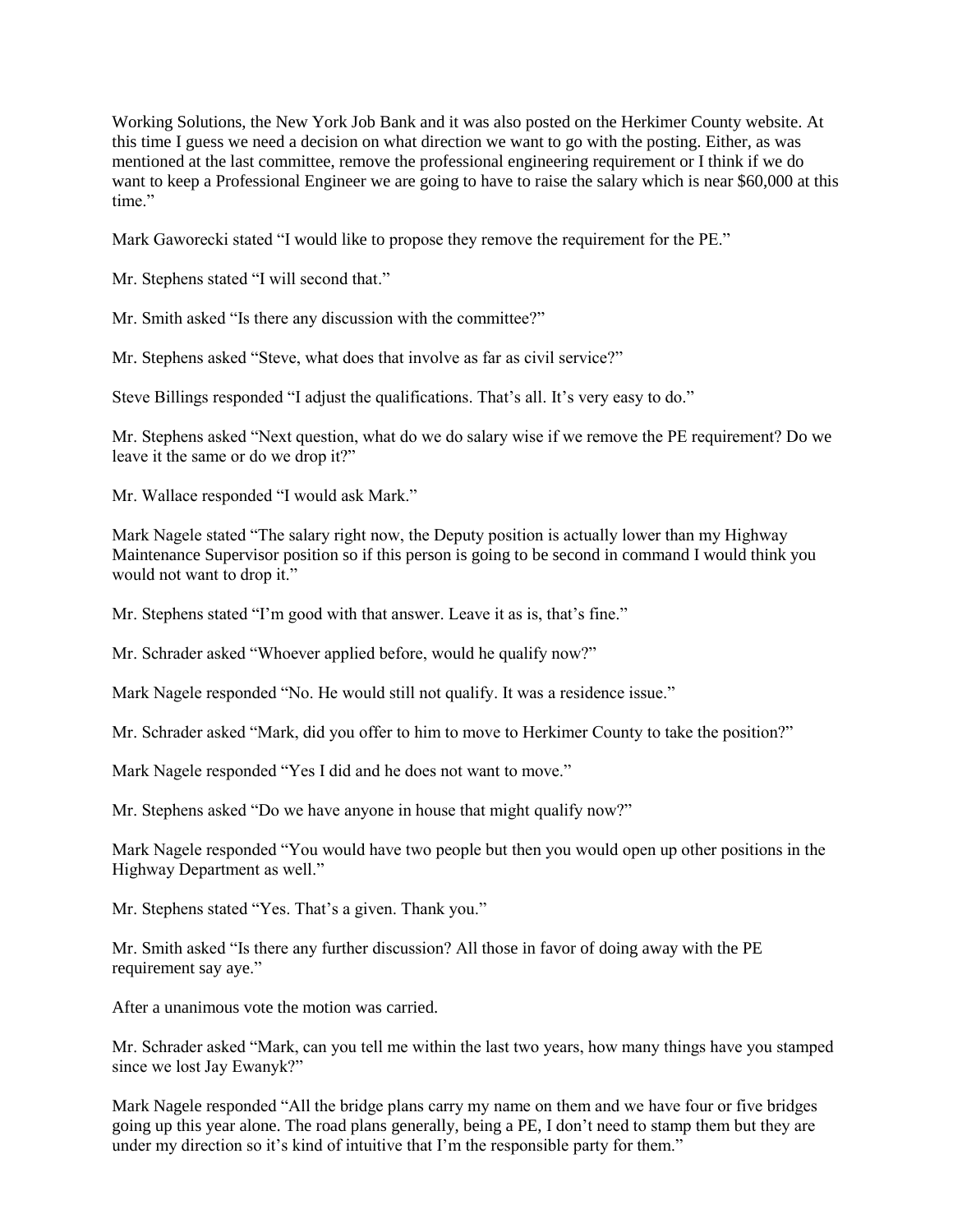Working Solutions, the New York Job Bank and it was also posted on the Herkimer County website. At this time I guess we need a decision on what direction we want to go with the posting. Either, as was mentioned at the last committee, remove the professional engineering requirement or I think if we do want to keep a Professional Engineer we are going to have to raise the salary which is near $60,000 at this time."

Mark Gaworecki stated "I would like to propose they remove the requirement for the PE."

Mr. Stephens stated "I will second that."

Mr. Smith asked "Is there any discussion with the committee?"

Mr. Stephens asked "Steve, what does that involve as far as civil service?"

Steve Billings responded "I adjust the qualifications. That's all. It's very easy to do."

Mr. Stephens asked "Next question, what do we do salary wise if we remove the PE requirement? Do we leave it the same or do we drop it?"

Mr. Wallace responded "I would ask Mark."

Mark Nagele stated "The salary right now, the Deputy position is actually lower than my Highway Maintenance Supervisor position so if this person is going to be second in command I would think you would not want to drop it."

Mr. Stephens stated "I'm good with that answer. Leave it as is, that's fine."

Mr. Schrader asked "Whoever applied before, would he qualify now?"

Mark Nagele responded "No. He would still not qualify. It was a residence issue."

Mr. Schrader asked "Mark, did you offer to him to move to Herkimer County to take the position?"

Mark Nagele responded "Yes I did and he does not want to move."

Mr. Stephens asked "Do we have anyone in house that might qualify now?"

Mark Nagele responded "You would have two people but then you would open up other positions in the Highway Department as well."

Mr. Stephens stated "Yes. That's a given. Thank you."

Mr. Smith asked "Is there any further discussion? All those in favor of doing away with the PE requirement say aye."

After a unanimous vote the motion was carried.

Mr. Schrader asked "Mark, can you tell me within the last two years, how many things have you stamped since we lost Jay Ewanyk?"

Mark Nagele responded "All the bridge plans carry my name on them and we have four or five bridges going up this year alone. The road plans generally, being a PE, I don't need to stamp them but they are under my direction so it's kind of intuitive that I'm the responsible party for them."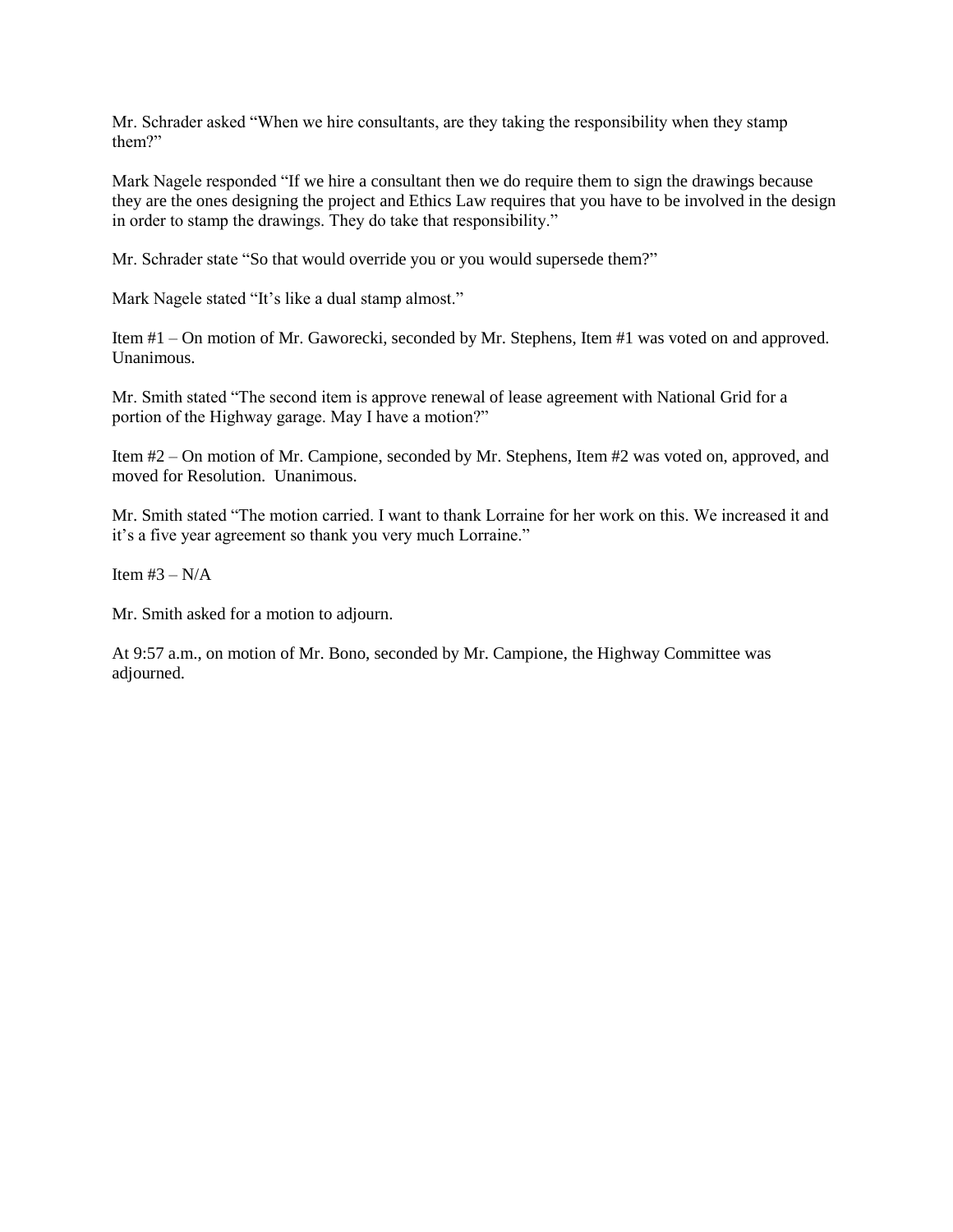Mr. Schrader asked “When we hire consultants, are they taking the responsibility when they stamp them?”

Mark Nagele responded “If we hire a consultant then we do require them to sign the drawings because they are the ones designing the project and Ethics Law requires that you have to be involved in the design in order to stamp the drawings. They do take that responsibility.”

Mr. Schrader state “So that would override you or you would supersede them?”

Mark Nagele stated “It’s like a dual stamp almost.”

Item #1 – On motion of Mr. Gaworecki, seconded by Mr. Stephens, Item #1 was voted on and approved. Unanimous.

Mr. Smith stated “The second item is approve renewal of lease agreement with National Grid for a portion of the Highway garage. May I have a motion?”

Item #2 – On motion of Mr. Campione, seconded by Mr. Stephens, Item #2 was voted on, approved, and moved for Resolution. Unanimous.

Mr. Smith stated “The motion carried. I want to thank Lorraine for her work on this. We increased it and it’s a five year agreement so thank you very much Lorraine.”

Item #3 – N/A

Mr. Smith asked for a motion to adjourn.

At 9:57 a.m., on motion of Mr. Bono, seconded by Mr. Campione, the Highway Committee was adjourned.